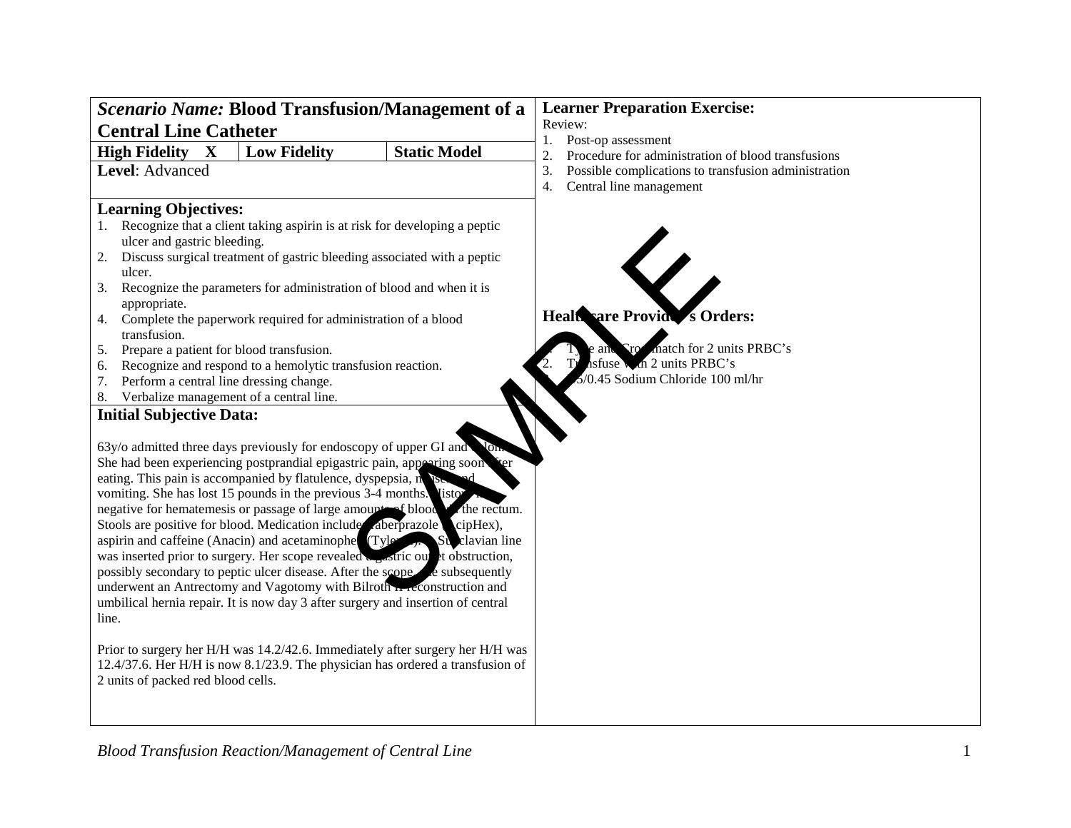## *Scenario Name:* Blood Transfusion/Management of a Central Line Catheter

| High Fidelity X | Low Fidelity | Static Model |
|---|---|---|

**Level**: Advanced

### Learning Objectives:

1. Recognize that a client taking aspirin is at risk for developing a peptic ulcer and gastric bleeding.
2. Discuss surgical treatment of gastric bleeding associated with a peptic ulcer.
3. Recognize the parameters for administration of blood and when it is appropriate.
4. Complete the paperwork required for administration of a blood transfusion.
5. Prepare a patient for blood transfusion.
6. Recognize and respond to a hemolytic transfusion reaction.
7. Perform a central line dressing change.
8. Verbalize management of a central line.

### Initial Subjective Data:

63y/o admitted three days previously for endoscopy of upper GI and colon. She had been experiencing postprandial epigastric pain, appearing soon after eating. This pain is accompanied by flatulence, dyspepsia, nausea and vomiting. She has lost 15 pounds in the previous 3-4 months. History is negative for hematemesis or passage of large amounts of blood per the rectum. Stools are positive for blood. Medication include rabeprazole (AcipHex), aspirin and caffeine (Anacin) and acetaminophen (Tylenol). A Subclavian line was inserted prior to surgery. Her scope revealed a gastric outlet obstruction, possibly secondary to peptic ulcer disease. After the scope she subsequently underwent an Antrectomy and Vagotomy with Billroth II reconstruction and umbilical hernia repair. It is now day 3 after surgery and insertion of central line.

Prior to surgery her H/H was 14.2/42.6. Immediately after surgery her H/H was 12.4/37.6. Her H/H is now 8.1/23.9. The physician has ordered a transfusion of 2 units of packed red blood cells.

### Learner Preparation Exercise:

Review:

1. Post-op assessment
2. Procedure for administration of blood transfusions
3. Possible complications to transfusion administration
4. Central line management

### Healthcare Provider's Orders:

1. Type and Crossmatch for 2 units PRBC's
2. Transfuse with 2 units PRBC's
3. D5/0.45 Sodium Chloride 100 ml/hr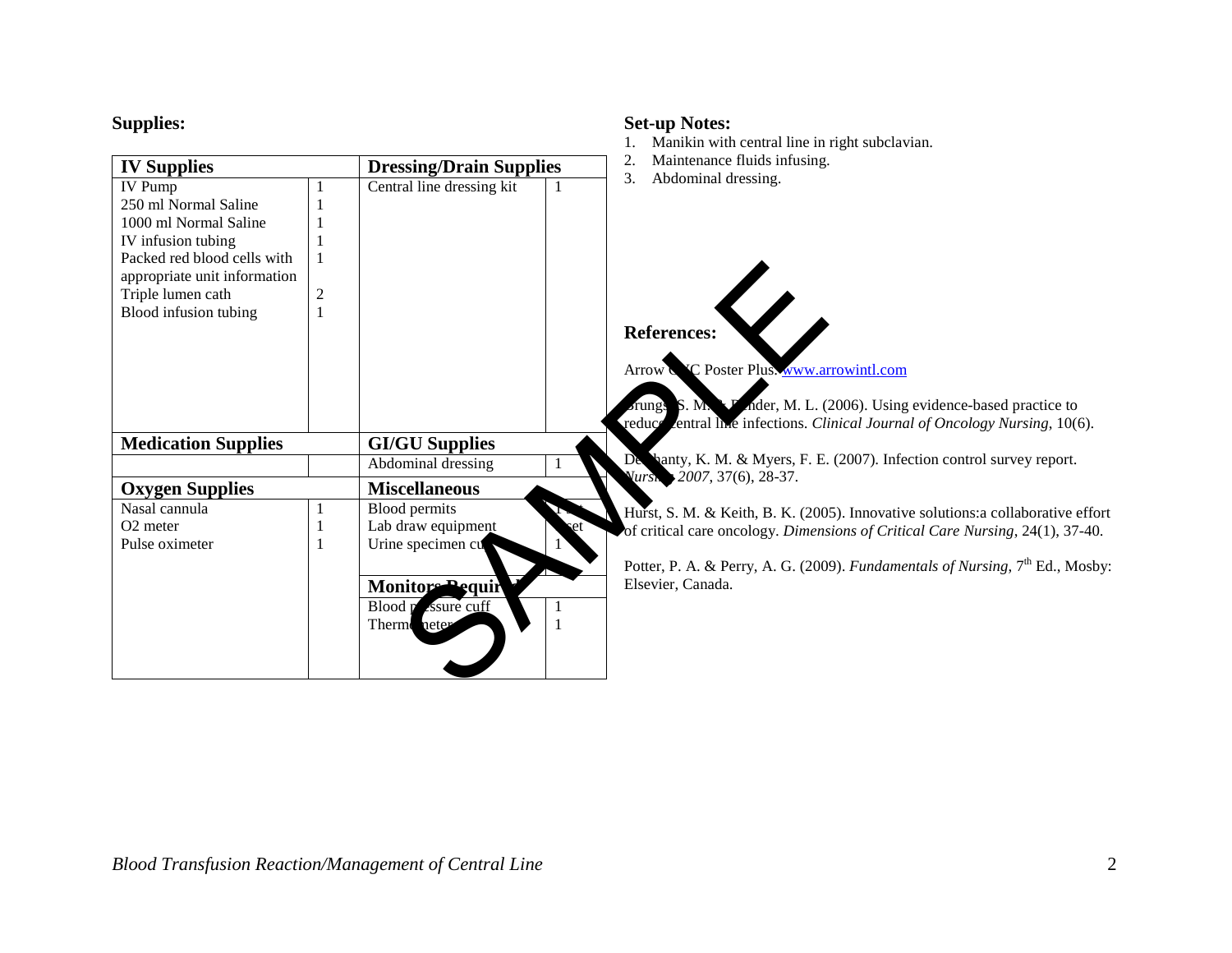## Supplies:

| IV Supplies | | Dressing/Drain Supplies | |
|---|---|---|---|
| IV Pump | 1 | Central line dressing kit | 1 |
| 250 ml Normal Saline | 1 | | |
| 1000 ml Normal Saline | 1 | | |
| IV infusion tubing | 1 | | |
| Packed red blood cells with appropriate unit information | 1 | | |
| Triple lumen cath | 2 | | |
| Blood infusion tubing | 1 | | |
| **Medication Supplies** | | **GI/GU Supplies** | |
| | | Abdominal dressing | 1 |
| **Oxygen Supplies** | | **Miscellaneous** | |
| Nasal cannula | 1 | Blood permits | 1 set |
| O2 meter | 1 | Lab draw equipment | 1 set |
| Pulse oximeter | 1 | Urine specimen cup | 1 |
| | | **Monitors Required** | |
| | | Blood pressure cuff | 1 |
| | | Thermometer | 1 |

## Set-up Notes:

1. Manikin with central line in right subclavian.
2. Maintenance fluids infusing.
3. Abdominal dressing.

## References:

Arrow CVC Poster Plus. www.arrowintl.com

Brungs, S. M. & Bender, M. L. (2006). Using evidence-based practice to reduce central line infections. *Clinical Journal of Oncology Nursing*, 10(6).

Dechanty, K. M. & Myers, F. E. (2007). Infection control survey report. *Nursing 2007*, 37(6), 28-37.

Hurst, S. M. & Keith, B. K. (2005). Innovative solutions:a collaborative effort of critical care oncology. *Dimensions of Critical Care Nursing*, 24(1), 37-40.

Potter, P. A. & Perry, A. G. (2009). *Fundamentals of Nursing*, 7th Ed., Mosby: Elsevier, Canada.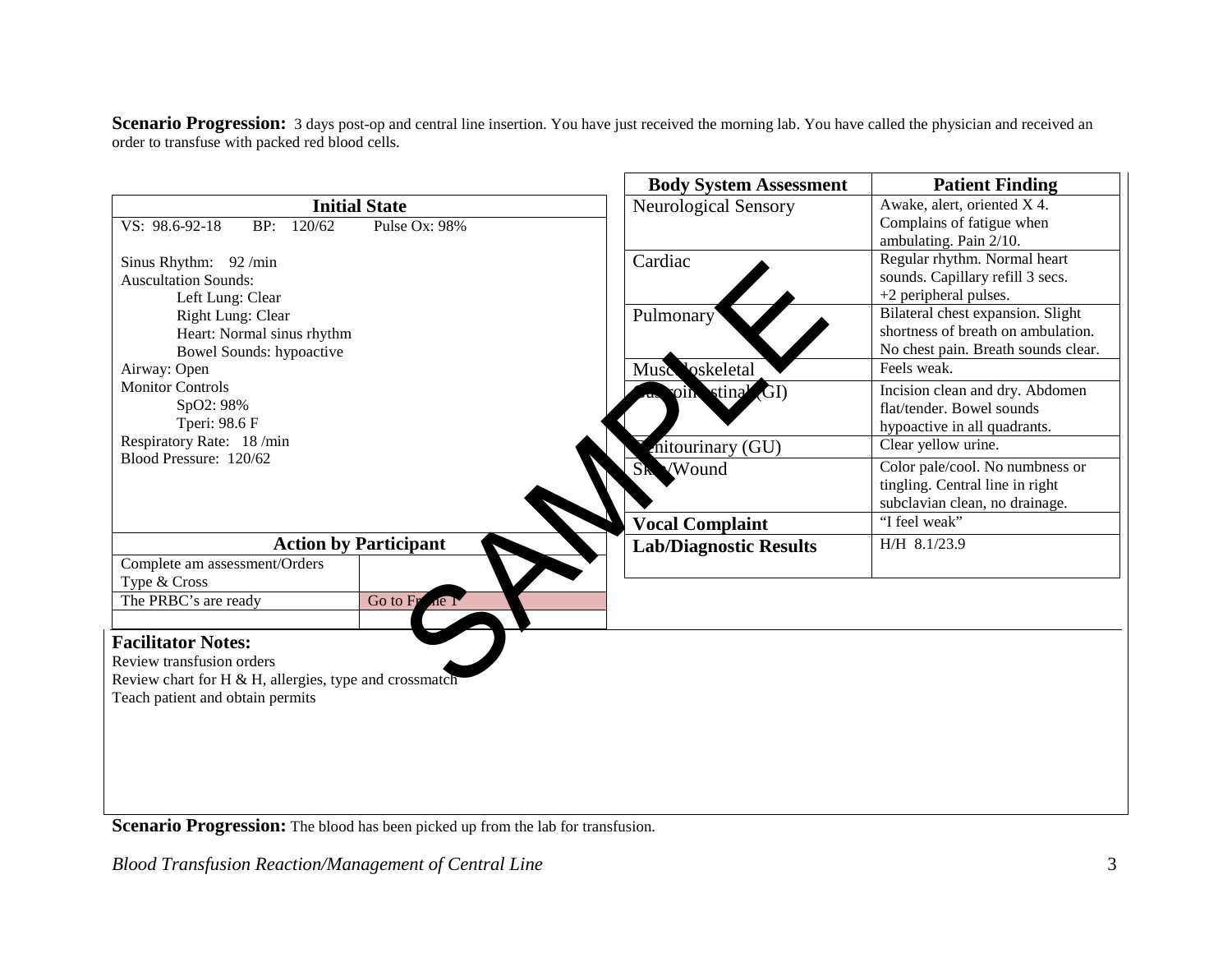**Scenario Progression:** 3 days post-op and central line insertion. You have just received the morning lab. You have called the physician and received an order to transfuse with packed red blood cells.

| Initial State | |
|---|---|
| VS: 98.6-92-18 BP: 120/62 Pulse Ox: 98%<br><br>Sinus Rhythm: 92 /min<br>Auscultation Sounds:<br>Left Lung: Clear<br>Right Lung: Clear<br>Heart: Normal sinus rhythm<br>Bowel Sounds: hypoactive<br>Airway: Open<br>Monitor Controls<br>SpO2: 98%<br>Tperi: 98.6 F<br>Respiratory Rate: 18 /min<br>Blood Pressure: 120/62 | |
| **Action by Participant** | |
| Complete am assessment/Orders Type & Cross | |
| The PRBC's are ready | Go to Frame 1 |
| | |

| Body System Assessment | Patient Finding |
|---|---|
| Neurological Sensory | Awake, alert, oriented X 4. Complains of fatigue when ambulating. Pain 2/10. |
| Cardiac | Regular rhythm. Normal heart sounds. Capillary refill 3 secs. +2 peripheral pulses. |
| Pulmonary | Bilateral chest expansion. Slight shortness of breath on ambulation. No chest pain. Breath sounds clear. |
| Musculoskeletal | Feels weak. |
| Gastrointestinal (GI) | Incision clean and dry. Abdomen flat/tender. Bowel sounds hypoactive in all quadrants. |
| Genitourinary (GU) | Clear yellow urine. |
| Skin/Wound | Color pale/cool. No numbness or tingling. Central line in right subclavian clean, no drainage. |
| **Vocal Complaint** | "I feel weak" |
| **Lab/Diagnostic Results** | H/H 8.1/23.9 |

**Facilitator Notes:**

Review transfusion orders
Review chart for H & H, allergies, type and crossmatch
Teach patient and obtain permits

**Scenario Progression:** The blood has been picked up from the lab for transfusion.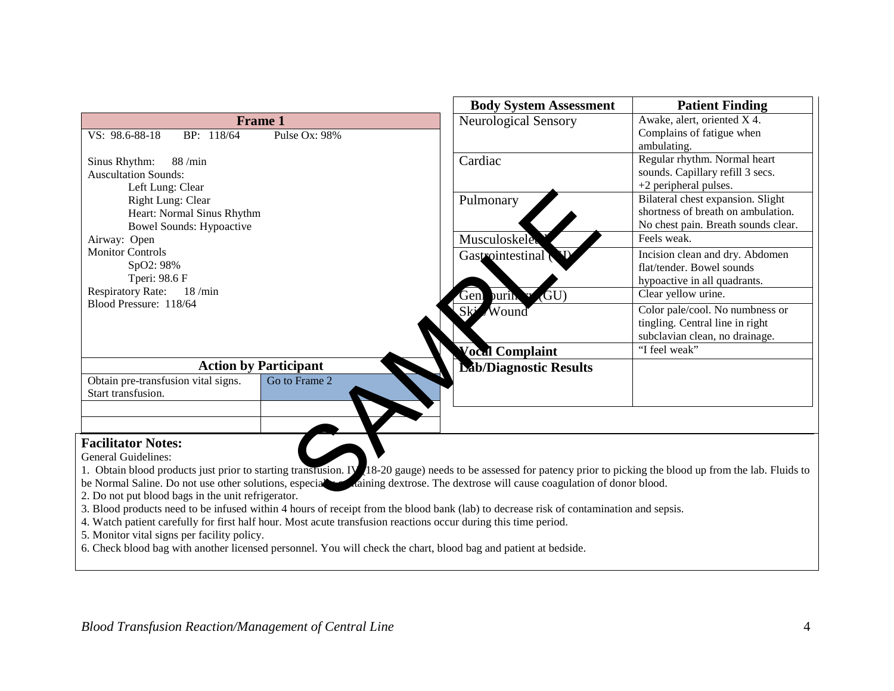| Frame 1 | |
|---|---|
| VS: 98.6-88-18 BP: 118/64 Pulse Ox: 98%<br><br>Sinus Rhythm: 88 /min<br>Auscultation Sounds:<br>Left Lung: Clear<br>Right Lung: Clear<br>Heart: Normal Sinus Rhythm<br>Bowel Sounds: Hypoactive<br>Airway: Open<br>Monitor Controls<br>SpO2: 98%<br>Tperi: 98.6 F<br>Respiratory Rate: 18 /min<br>Blood Pressure: 118/64 | |

| Action by Participant | |
|---|---|
| Obtain pre-transfusion vital signs. Start transfusion. | Go to Frame 2 |
| | |
| | |

| Body System Assessment | Patient Finding |
|---|---|
| Neurological Sensory | Awake, alert, oriented X 4. Complains of fatigue when ambulating. |
| Cardiac | Regular rhythm. Normal heart sounds. Capillary refill 3 secs. +2 peripheral pulses. |
| Pulmonary | Bilateral chest expansion. Slight shortness of breath on ambulation. No chest pain. Breath sounds clear. |
| Musculoskeletal | Feels weak. |
| Gastrointestinal (GI) | Incision clean and dry. Abdomen flat/tender. Bowel sounds hypoactive in all quadrants. |
| Genitourinary (GU) | Clear yellow urine. |
| Skin/Wound | Color pale/cool. No numbness or tingling. Central line in right subclavian clean, no drainage. |
| **Vocal Complaint** | "I feel weak" |
| **Lab/Diagnostic Results** | |

**Facilitator Notes:**

General Guidelines:

1. Obtain blood products just prior to starting transfusion. IV (18-20 gauge) needs to be assessed for patency prior to picking the blood up from the lab. Fluids to be Normal Saline. Do not use other solutions, especially containing dextrose. The dextrose will cause coagulation of donor blood.
2. Do not put blood bags in the unit refrigerator.
3. Blood products need to be infused within 4 hours of receipt from the blood bank (lab) to decrease risk of contamination and sepsis.
4. Watch patient carefully for first half hour. Most acute transfusion reactions occur during this time period.
5. Monitor vital signs per facility policy.
6. Check blood bag with another licensed personnel. You will check the chart, blood bag and patient at bedside.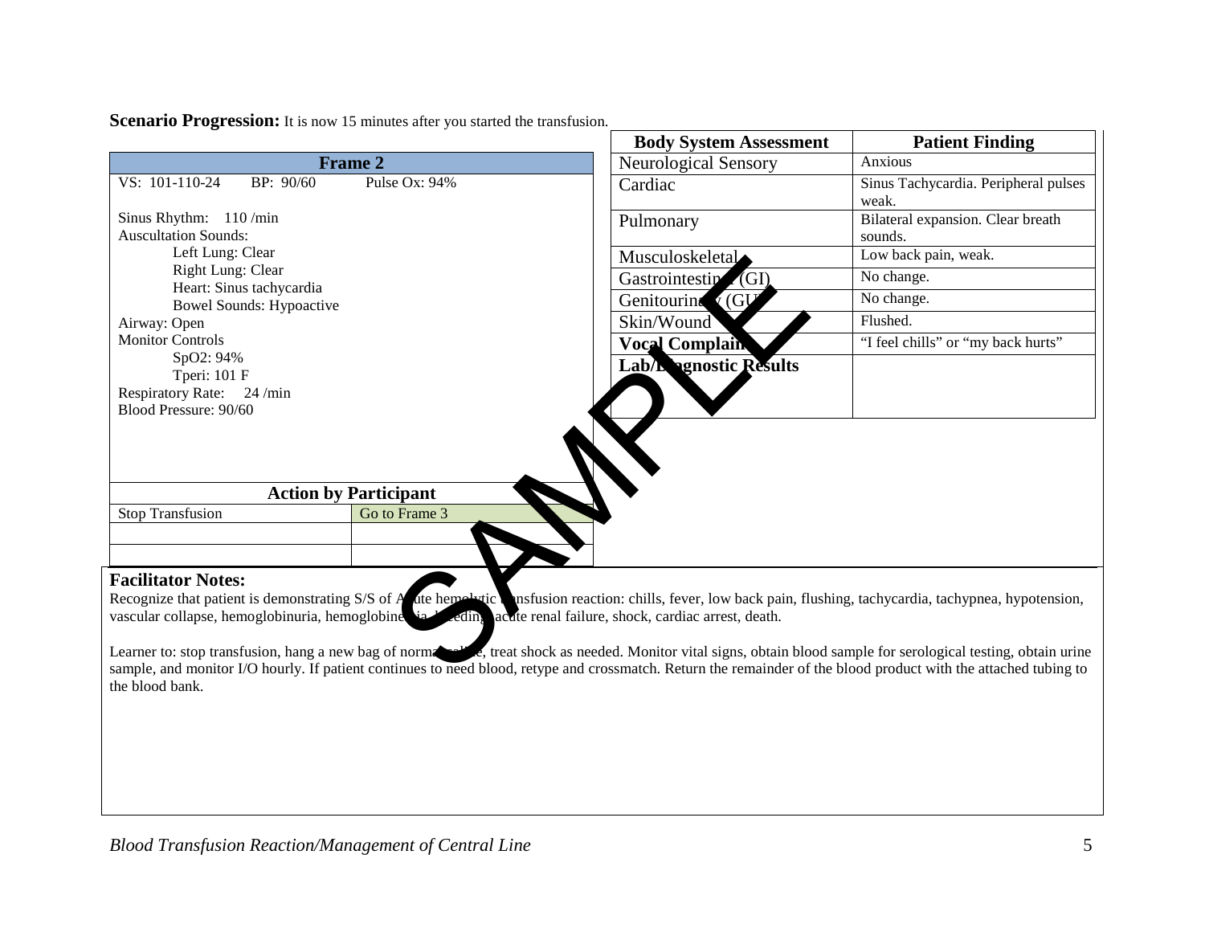**Scenario Progression:** It is now 15 minutes after you started the transfusion.

| Frame 2 | |
|---|---|
| VS: 101-110-24 BP: 90/60 Pulse Ox: 94% | |
| Sinus Rhythm: 110 /min<br>Auscultation Sounds:<br>Left Lung: Clear<br>Right Lung: Clear<br>Heart: Sinus tachycardia<br>Bowel Sounds: Hypoactive<br>Airway: Open<br>Monitor Controls<br>SpO2: 94%<br>Tperi: 101 F<br>Respiratory Rate: 24 /min<br>Blood Pressure: 90/60 | |
| **Action by Participant** | |
| Stop Transfusion | Go to Frame 3 |
| | |
| | |

| Body System Assessment | Patient Finding |
|---|---|
| Neurological Sensory | Anxious |
| Cardiac | Sinus Tachycardia. Peripheral pulses weak. |
| Pulmonary | Bilateral expansion. Clear breath sounds. |
| Musculoskeletal | Low back pain, weak. |
| Gastrointestinal (GI) | No change. |
| Genitourinary (GU) | No change. |
| Skin/Wound | Flushed. |
| **Vocal Complaint** | "I feel chills" or "my back hurts" |
| **Lab/Diagnostic Results** | |

**Facilitator Notes:**

Recognize that patient is demonstrating S/S of Acute hemolytic transfusion reaction: chills, fever, low back pain, flushing, tachycardia, tachypnea, hypotension, vascular collapse, hemoglobinuria, hemoglobinemia, bleeding, acute renal failure, shock, cardiac arrest, death.

Learner to: stop transfusion, hang a new bag of normal saline, treat shock as needed. Monitor vital signs, obtain blood sample for serological testing, obtain urine sample, and monitor I/O hourly. If patient continues to need blood, retype and crossmatch. Return the remainder of the blood product with the attached tubing to the blood bank.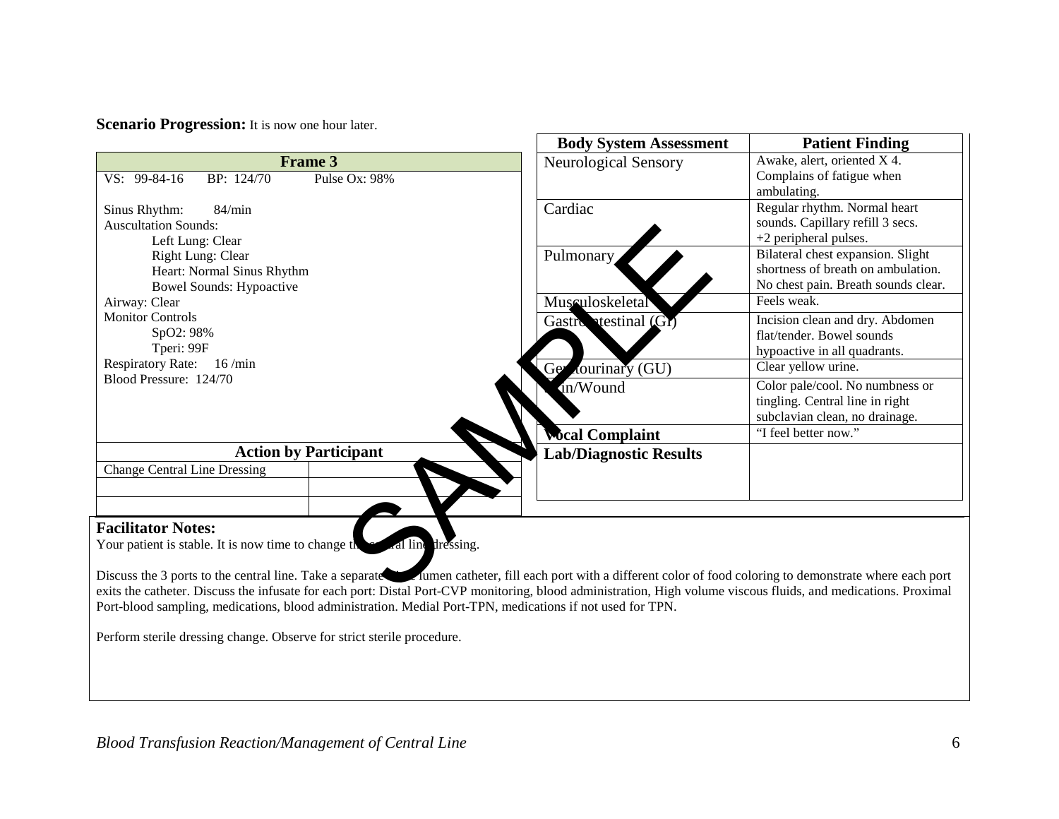**Scenario Progression:** It is now one hour later.

| Frame 3 |
| --- |
| VS: 99-84-16     BP: 124/70     Pulse Ox: 98% |
| Sinus Rhythm: 84/min |
| Auscultation Sounds: |
| Left Lung: Clear |
| Right Lung: Clear |
| Heart: Normal Sinus Rhythm |
| Bowel Sounds: Hypoactive |
| Airway: Clear |
| Monitor Controls |
| SpO2: 98% |
| Tperi: 99F |
| Respiratory Rate: 16 /min |
| Blood Pressure: 124/70 |

| Action by Participant | |
| --- | --- |
| Change Central Line Dressing | |
| | |
| | |

| Body System Assessment | Patient Finding |
| --- | --- |
| Neurological Sensory | Awake, alert, oriented X 4. Complains of fatigue when ambulating. |
| Cardiac | Regular rhythm. Normal heart sounds. Capillary refill 3 secs. +2 peripheral pulses. |
| Pulmonary | Bilateral chest expansion. Slight shortness of breath on ambulation. No chest pain. Breath sounds clear. |
| Musculoskeletal | Feels weak. |
| Gastrointestinal (GI) | Incision clean and dry. Abdomen flat/tender. Bowel sounds hypoactive in all quadrants. |
| Genitourinary (GU) | Clear yellow urine. |
| Skin/Wound | Color pale/cool. No numbness or tingling. Central line in right subclavian clean, no drainage. |
| **Vocal Complaint** | "I feel better now." |
| **Lab/Diagnostic Results** | |

**Facilitator Notes:**

Your patient is stable. It is now time to change the central line dressing.

Discuss the 3 ports to the central line. Take a separate triple lumen catheter, fill each port with a different color of food coloring to demonstrate where each port exits the catheter. Discuss the infusate for each port: Distal Port-CVP monitoring, blood administration, High volume viscous fluids, and medications. Proximal Port-blood sampling, medications, blood administration. Medial Port-TPN, medications if not used for TPN.

Perform sterile dressing change. Observe for strict sterile procedure.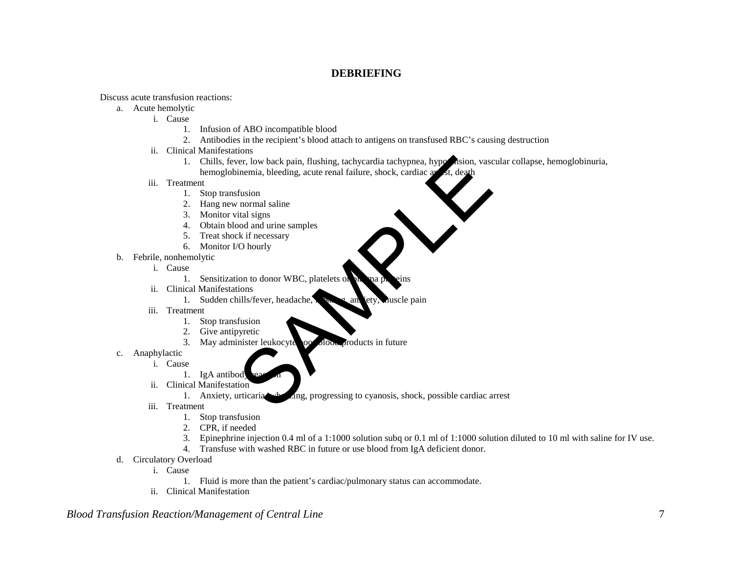## DEBRIEFING

Discuss acute transfusion reactions:

a. Acute hemolytic
    i. Cause
        1. Infusion of ABO incompatible blood
        2. Antibodies in the recipient's blood attach to antigens on transfused RBC's causing destruction
    ii. Clinical Manifestations
        1. Chills, fever, low back pain, flushing, tachycardia tachypnea, hypotension, vascular collapse, hemoglobinuria, hemoglobinemia, bleeding, acute renal failure, shock, cardiac arrest, death
    iii. Treatment
        1. Stop transfusion
        2. Hang new normal saline
        3. Monitor vital signs
        4. Obtain blood and urine samples
        5. Treat shock if necessary
        6. Monitor I/O hourly

b. Febrile, nonhemolytic
    i. Cause
        1. Sensitization to donor WBC, platelets or plasma proteins
    ii. Clinical Manifestations
        1. Sudden chills/fever, headache, flushing, anxiety, muscle pain
    iii. Treatment
        1. Stop transfusion
        2. Give antipyretic
        3. May administer leukocyte-poor blood products in future

c. Anaphylactic
    i. Cause
        1. IgA antibody reaction
    ii. Clinical Manifestation
        1. Anxiety, urticaria, wheezing, progressing to cyanosis, shock, possible cardiac arrest
    iii. Treatment
        1. Stop transfusion
        2. CPR, if needed
        3. Epinephrine injection 0.4 ml of a 1:1000 solution subq or 0.1 ml of 1:1000 solution diluted to 10 ml with saline for IV use.
        4. Transfuse with washed RBC in future or use blood from IgA deficient donor.

d. Circulatory Overload
    i. Cause
        1. Fluid is more than the patient's cardiac/pulmonary status can accommodate.
    ii. Clinical Manifestation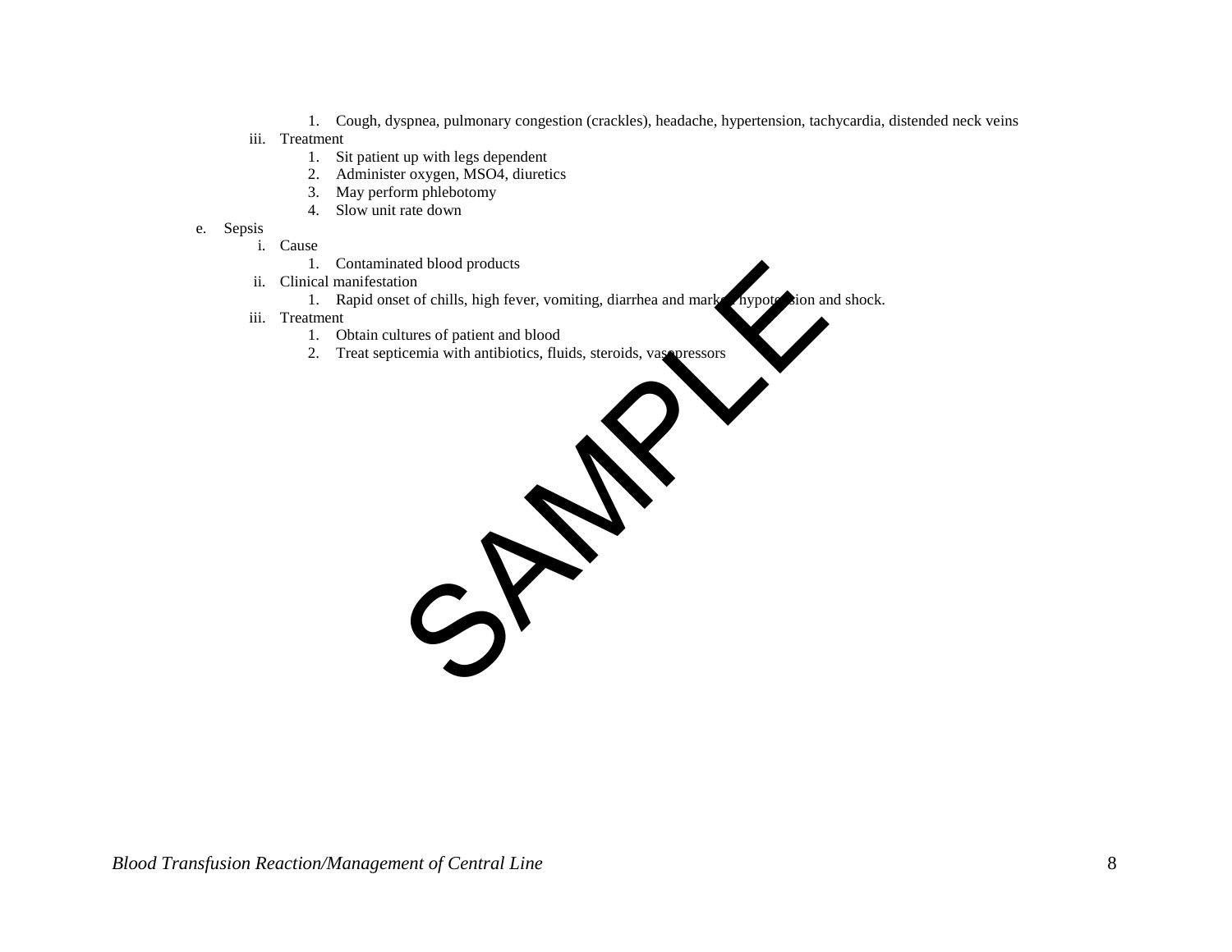1. Cough, dyspnea, pulmonary congestion (crackles), headache, hypertension, tachycardia, distended neck veins

iii. Treatment
   1. Sit patient up with legs dependent
   2. Administer oxygen, MSO4, diuretics
   3. May perform phlebotomy
   4. Slow unit rate down

e. Sepsis
   i. Cause
      1. Contaminated blood products
   ii. Clinical manifestation
      1. Rapid onset of chills, high fever, vomiting, diarrhea and marked hypotension and shock.
   iii. Treatment
      1. Obtain cultures of patient and blood
      2. Treat septicemia with antibiotics, fluids, steroids, vasopressors